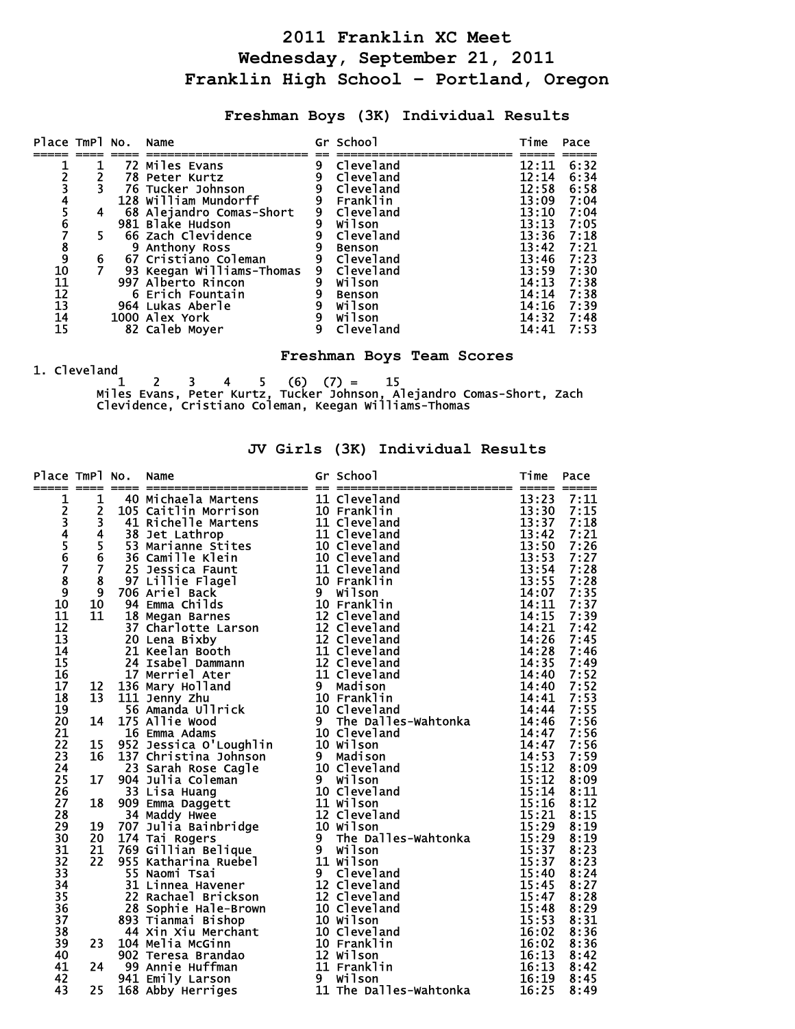# 2011 Franklin XC Meet
# Wednesday, September 21, 2011
# Franklin High School - Portland, Oregon

## Freshman Boys (3K) Individual Results

| Place | TmPl | No. | Name | Gr | School | Time | Pace |
|---|---|---|---|---|---|---|---|
| 1 | 1 | 72 | Miles Evans | 9 | Cleveland | 12:11 | 6:32 |
| 2 | 2 | 78 | Peter Kurtz | 9 | Cleveland | 12:14 | 6:34 |
| 3 | 3 | 76 | Tucker Johnson | 9 | Cleveland | 12:58 | 6:58 |
| 4 | | 128 | William Mundorff | 9 | Franklin | 13:09 | 7:04 |
| 5 | 4 | 68 | Alejandro Comas-Short | 9 | Cleveland | 13:10 | 7:04 |
| 6 | | 981 | Blake Hudson | 9 | Wilson | 13:13 | 7:05 |
| 7 | 5 | 66 | Zach Clevidence | 9 | Cleveland | 13:36 | 7:18 |
| 8 | | 9 | Anthony Ross | 9 | Benson | 13:42 | 7:21 |
| 9 | 6 | 67 | Cristiano Coleman | 9 | Cleveland | 13:46 | 7:23 |
| 10 | 7 | 93 | Keegan Williams-Thomas | 9 | Cleveland | 13:59 | 7:30 |
| 11 | | 997 | Alberto Rincon | 9 | Wilson | 14:13 | 7:38 |
| 12 | | 6 | Erich Fountain | 9 | Benson | 14:14 | 7:38 |
| 13 | | 964 | Lukas Aberle | 9 | Wilson | 14:16 | 7:39 |
| 14 | | 1000 | Alex York | 9 | Wilson | 14:32 | 7:48 |
| 15 | | 82 | Caleb Moyer | 9 | Cleveland | 14:41 | 7:53 |

## Freshman Boys Team Scores

1. Cleveland
   1 2 3 4 5 (6) (7) = 15
   Miles Evans, Peter Kurtz, Tucker Johnson, Alejandro Comas-Short, Zach Clevidence, Cristiano Coleman, Keegan Williams-Thomas

## JV Girls (3K) Individual Results

| Place | TmPl | No. | Name | Gr | School | Time | Pace |
|---|---|---|---|---|---|---|---|
| 1 | 1 | 40 | Michaela Martens | 11 | Cleveland | 13:23 | 7:11 |
| 2 | 2 | 105 | Caitlin Morrison | 10 | Franklin | 13:30 | 7:15 |
| 3 | 3 | 41 | Richelle Martens | 11 | Cleveland | 13:37 | 7:18 |
| 4 | 4 | 38 | Jet Lathrop | 11 | Cleveland | 13:42 | 7:21 |
| 5 | 5 | 53 | Marianne Stites | 10 | Cleveland | 13:50 | 7:26 |
| 6 | 6 | 36 | Camille Klein | 10 | Cleveland | 13:53 | 7:27 |
| 7 | 7 | 25 | Jessica Faunt | 11 | Cleveland | 13:54 | 7:28 |
| 8 | 8 | 97 | Lillie Flagel | 10 | Franklin | 13:55 | 7:28 |
| 9 | 9 | 706 | Ariel Back | 9 | Wilson | 14:07 | 7:35 |
| 10 | 10 | 94 | Emma Childs | 10 | Franklin | 14:11 | 7:37 |
| 11 | 11 | 18 | Megan Barnes | 12 | Cleveland | 14:15 | 7:39 |
| 12 | | 37 | Charlotte Larson | 12 | Cleveland | 14:21 | 7:42 |
| 13 | | 20 | Lena Bixby | 12 | Cleveland | 14:26 | 7:45 |
| 14 | | 21 | Keelan Booth | 11 | Cleveland | 14:28 | 7:46 |
| 15 | | 24 | Isabel Dammann | 12 | Cleveland | 14:35 | 7:49 |
| 16 | | 17 | Merriel Ater | 11 | Cleveland | 14:40 | 7:52 |
| 17 | 12 | 136 | Mary Holland | 9 | Madison | 14:40 | 7:52 |
| 18 | 13 | 111 | Jenny Zhu | 10 | Franklin | 14:41 | 7:53 |
| 19 | | 56 | Amanda Ullrick | 10 | Cleveland | 14:44 | 7:55 |
| 20 | 14 | 175 | Allie Wood | 9 | The Dalles-Wahtonka | 14:46 | 7:56 |
| 21 | | 16 | Emma Adams | 10 | Cleveland | 14:47 | 7:56 |
| 22 | 15 | 952 | Jessica O'Loughlin | 10 | Wilson | 14:47 | 7:56 |
| 23 | 16 | 137 | Christina Johnson | 9 | Madison | 14:53 | 7:59 |
| 24 | | 23 | Sarah Rose Cagle | 10 | Cleveland | 15:12 | 8:09 |
| 25 | 17 | 904 | Julia Coleman | 9 | Wilson | 15:12 | 8:09 |
| 26 | | 33 | Lisa Huang | 10 | Cleveland | 15:14 | 8:11 |
| 27 | 18 | 909 | Emma Daggett | 11 | Wilson | 15:16 | 8:12 |
| 28 | | 34 | Maddy Hwee | 12 | Cleveland | 15:21 | 8:15 |
| 29 | 19 | 707 | Julia Bainbridge | 10 | Wilson | 15:29 | 8:19 |
| 30 | 20 | 174 | Tai Rogers | 9 | The Dalles-Wahtonka | 15:29 | 8:19 |
| 31 | 21 | 769 | Gillian Belique | 9 | Wilson | 15:37 | 8:23 |
| 32 | 22 | 955 | Katharina Ruebel | 11 | Wilson | 15:37 | 8:23 |
| 33 | | 55 | Naomi Tsai | 9 | Cleveland | 15:40 | 8:24 |
| 34 | | 31 | Linnea Havener | 12 | Cleveland | 15:45 | 8:27 |
| 35 | | 22 | Rachael Brickson | 12 | Cleveland | 15:47 | 8:28 |
| 36 | | 28 | Sophie Hale-Brown | 10 | Cleveland | 15:48 | 8:29 |
| 37 | | 893 | Tianmai Bishop | 10 | Wilson | 15:53 | 8:31 |
| 38 | | 44 | Xin Xiu Merchant | 10 | Cleveland | 16:02 | 8:36 |
| 39 | 23 | 104 | Melia McGinn | 10 | Franklin | 16:02 | 8:36 |
| 40 | | 902 | Teresa Brandao | 12 | Wilson | 16:13 | 8:42 |
| 41 | 24 | 99 | Annie Huffman | 11 | Franklin | 16:13 | 8:42 |
| 42 | | 941 | Emily Larson | 9 | Wilson | 16:19 | 8:45 |
| 43 | 25 | 168 | Abby Herriges | 11 | The Dalles-Wahtonka | 16:25 | 8:49 |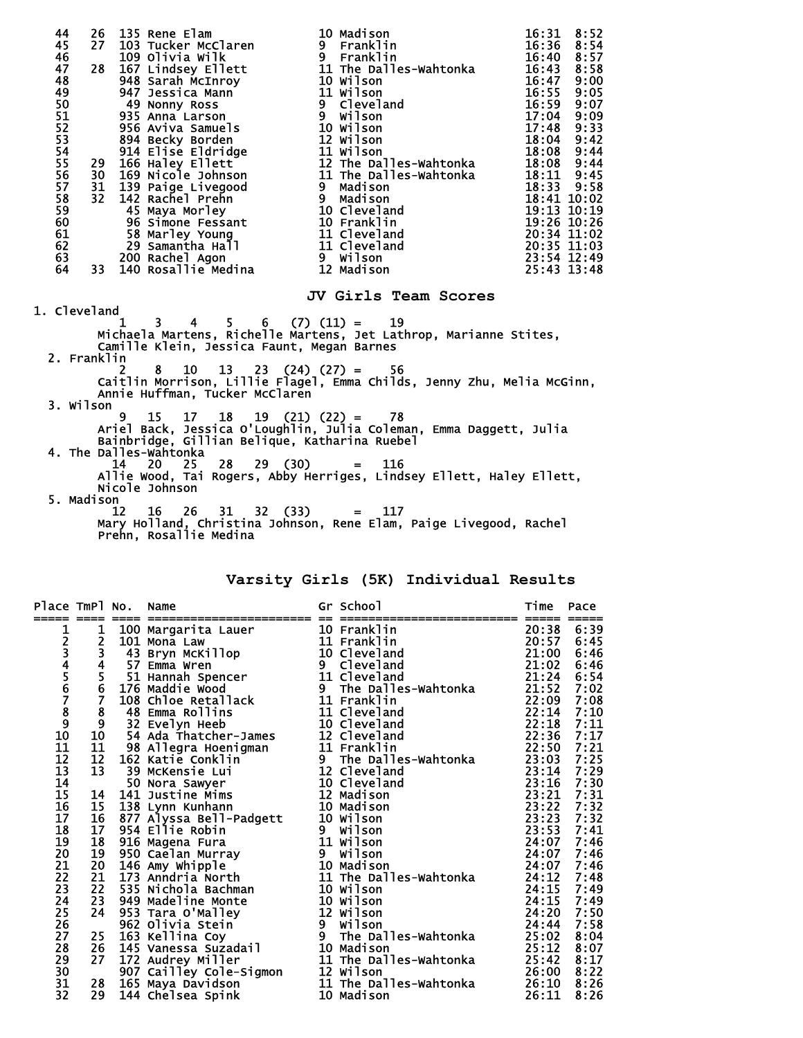| Place | TmPl | No. | Name | Gr | School | Time | Pace |
|---|---|---|---|---|---|---|---|
| 44 | 26 | 135 | Rene Elam | 10 | Madison | 16:31 | 8:52 |
| 45 | 27 | 103 | Tucker McClaren | 9 | Franklin | 16:36 | 8:54 |
| 46 | | 109 | Olivia Wilk | 9 | Franklin | 16:40 | 8:57 |
| 47 | 28 | 167 | Lindsey Ellett | 11 | The Dalles-Wahtonka | 16:43 | 8:58 |
| 48 | | 948 | Sarah McInroy | 10 | Wilson | 16:47 | 9:00 |
| 49 | | 947 | Jessica Mann | 11 | Wilson | 16:55 | 9:05 |
| 50 | | 49 | Nonny Ross | 9 | Cleveland | 16:59 | 9:07 |
| 51 | | 935 | Anna Larson | 9 | Wilson | 17:04 | 9:09 |
| 52 | | 956 | Aviva Samuels | 10 | Wilson | 17:48 | 9:33 |
| 53 | | 894 | Becky Borden | 12 | Wilson | 18:04 | 9:42 |
| 54 | | 914 | Elise Eldridge | 11 | Wilson | 18:08 | 9:44 |
| 55 | 29 | 166 | Haley Ellett | 12 | The Dalles-Wahtonka | 18:08 | 9:44 |
| 56 | 30 | 169 | Nicole Johnson | 11 | The Dalles-Wahtonka | 18:11 | 9:45 |
| 57 | 31 | 139 | Paige Livegood | 9 | Madison | 18:33 | 9:58 |
| 58 | 32 | 142 | Rachel Prehn | 9 | Madison | 18:41 | 10:02 |
| 59 | | 45 | Maya Morley | 10 | Cleveland | 19:13 | 10:19 |
| 60 | | 96 | Simone Fessant | 10 | Franklin | 19:26 | 10:26 |
| 61 | | 58 | Marley Young | 11 | Cleveland | 20:34 | 11:02 |
| 62 | | 29 | Samantha Hall | 11 | Cleveland | 20:35 | 11:03 |
| 63 | | 200 | Rachel Agon | 9 | Wilson | 23:54 | 12:49 |
| 64 | 33 | 140 | Rosallie Medina | 12 | Madison | 25:43 | 13:48 |

## JV Girls Team Scores

1. Cleveland
   1 3 4 5 6 (7) (11) = 19
   Michaela Martens, Richelle Martens, Jet Lathrop, Marianne Stites, Camille Klein, Jessica Faunt, Megan Barnes
2. Franklin
   2 8 10 13 23 (24) (27) = 56
   Caitlin Morrison, Lillie Flagel, Emma Childs, Jenny Zhu, Melia McGinn, Annie Huffman, Tucker McClaren
3. Wilson
   9 15 17 18 19 (21) (22) = 78
   Ariel Back, Jessica O'Loughlin, Julia Coleman, Emma Daggett, Julia Bainbridge, Gillian Belique, Katharina Ruebel
4. The Dalles-Wahtonka
   14 20 25 28 29 (30) = 116
   Allie Wood, Tai Rogers, Abby Herriges, Lindsey Ellett, Haley Ellett, Nicole Johnson
5. Madison
   12 16 26 31 32 (33) = 117
   Mary Holland, Christina Johnson, Rene Elam, Paige Livegood, Rachel Prehn, Rosallie Medina

## Varsity Girls (5K) Individual Results

| Place | TmPl | No. | Name | Gr | School | Time | Pace |
|---|---|---|---|---|---|---|---|
| 1 | 1 | 100 | Margarita Lauer | 10 | Franklin | 20:38 | 6:39 |
| 2 | 2 | 101 | Mona Law | 11 | Franklin | 20:57 | 6:45 |
| 3 | 3 | 43 | Bryn McKillop | 10 | Cleveland | 21:00 | 6:46 |
| 4 | 4 | 57 | Emma Wren | 9 | Cleveland | 21:02 | 6:46 |
| 5 | 5 | 51 | Hannah Spencer | 11 | Cleveland | 21:24 | 6:54 |
| 6 | 6 | 176 | Maddie Wood | 9 | The Dalles-Wahtonka | 21:52 | 7:02 |
| 7 | 7 | 108 | Chloe Retallack | 11 | Franklin | 22:09 | 7:08 |
| 8 | 8 | 48 | Emma Rollins | 11 | Cleveland | 22:14 | 7:10 |
| 9 | 9 | 32 | Evelyn Heeb | 10 | Cleveland | 22:18 | 7:11 |
| 10 | 10 | 54 | Ada Thatcher-James | 12 | Cleveland | 22:36 | 7:17 |
| 11 | 11 | 98 | Allegra Hoenigman | 11 | Franklin | 22:50 | 7:21 |
| 12 | 12 | 162 | Katie Conklin | 9 | The Dalles-Wahtonka | 23:03 | 7:25 |
| 13 | 13 | 39 | McKensie Lui | 12 | Cleveland | 23:14 | 7:29 |
| 14 | | 50 | Nora Sawyer | 10 | Cleveland | 23:16 | 7:30 |
| 15 | 14 | 141 | Justine Mims | 12 | Madison | 23:21 | 7:31 |
| 16 | 15 | 138 | Lynn Kunhann | 10 | Madison | 23:22 | 7:32 |
| 17 | 16 | 877 | Alyssa Bell-Padgett | 10 | Wilson | 23:23 | 7:32 |
| 18 | 17 | 954 | Ellie Robin | 9 | Wilson | 23:53 | 7:41 |
| 19 | 18 | 916 | Magena Fura | 11 | Wilson | 24:07 | 7:46 |
| 20 | 19 | 950 | Caelan Murray | 9 | Wilson | 24:07 | 7:46 |
| 21 | 20 | 146 | Amy Whipple | 10 | Madison | 24:07 | 7:46 |
| 22 | 21 | 173 | Anndria North | 11 | The Dalles-Wahtonka | 24:12 | 7:48 |
| 23 | 22 | 535 | Nichola Bachman | 10 | Wilson | 24:15 | 7:49 |
| 24 | 23 | 949 | Madeline Monte | 10 | Wilson | 24:15 | 7:49 |
| 25 | 24 | 953 | Tara O'Malley | 12 | Wilson | 24:20 | 7:50 |
| 26 | | 962 | Olivia Stein | 9 | Wilson | 24:44 | 7:58 |
| 27 | 25 | 163 | Kellina Coy | 9 | The Dalles-Wahtonka | 25:02 | 8:04 |
| 28 | 26 | 145 | Vanessa Suzadail | 10 | Madison | 25:12 | 8:07 |
| 29 | 27 | 172 | Audrey Miller | 11 | The Dalles-Wahtonka | 25:42 | 8:17 |
| 30 | | 907 | Cailley Cole-Sigmon | 12 | Wilson | 26:00 | 8:22 |
| 31 | 28 | 165 | Maya Davidson | 11 | The Dalles-Wahtonka | 26:10 | 8:26 |
| 32 | 29 | 144 | Chelsea Spink | 10 | Madison | 26:11 | 8:26 |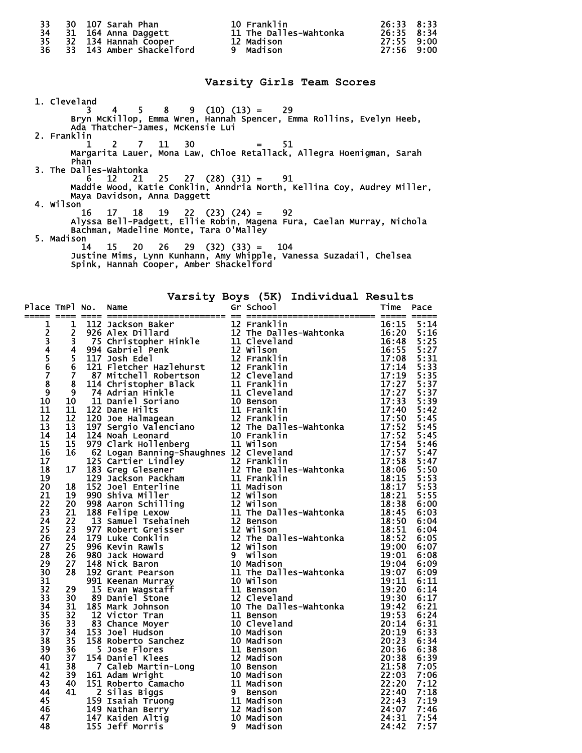| Place | TmPl | No. | Name | Gr | School | Time | Pace |
|---|---|---|---|---|---|---|---|
| 33 | 30 | 107 | Sarah Phan | 10 | Franklin | 26:33 | 8:33 |
| 34 | 31 | 164 | Anna Daggett | 11 | The Dalles-Wahtonka | 26:35 | 8:34 |
| 35 | 32 | 134 | Hannah Cooper | 12 | Madison | 27:55 | 9:00 |
| 36 | 33 | 143 | Amber Shackelford | 9 | Madison | 27:56 | 9:00 |

## Varsity Girls Team Scores

1. Cleveland
   3 4 5 8 9 (10) (13) = 29
   Bryn McKillop, Emma Wren, Hannah Spencer, Emma Rollins, Evelyn Heeb, Ada Thatcher-James, McKensie Lui
2. Franklin
   1 2 7 11 30 = 51
   Margarita Lauer, Mona Law, Chloe Retallack, Allegra Hoenigman, Sarah Phan
3. The Dalles-Wahtonka
   6 12 21 25 27 (28) (31) = 91
   Maddie Wood, Katie Conklin, Anndria North, Kellina Coy, Audrey Miller, Maya Davidson, Anna Daggett
4. Wilson
   16 17 18 19 22 (23) (24) = 92
   Alyssa Bell-Padgett, Ellie Robin, Magena Fura, Caelan Murray, Nichola Bachman, Madeline Monte, Tara O'Malley
5. Madison
   14 15 20 26 29 (32) (33) = 104
   Justine Mims, Lynn Kunhann, Amy Whipple, Vanessa Suzadail, Chelsea Spink, Hannah Cooper, Amber Shackelford

## Varsity Boys (5K) Individual Results

| Place | TmPl | No. | Name | Gr | School | Time | Pace |
|---|---|---|---|---|---|---|---|
| 1 | 1 | 112 | Jackson Baker | 12 | Franklin | 16:15 | 5:14 |
| 2 | 2 | 926 | Alex Dillard | 12 | The Dalles-Wahtonka | 16:20 | 5:16 |
| 3 | 3 | 75 | Christopher Hinkle | 11 | Cleveland | 16:48 | 5:25 |
| 4 | 4 | 994 | Gabriel Penk | 12 | Wilson | 16:55 | 5:27 |
| 5 | 5 | 117 | Josh Edel | 12 | Franklin | 17:08 | 5:31 |
| 6 | 6 | 121 | Fletcher Hazlehurst | 12 | Franklin | 17:14 | 5:33 |
| 7 | 7 | 87 | Mitchell Robertson | 12 | Cleveland | 17:19 | 5:35 |
| 8 | 8 | 114 | Christopher Black | 11 | Franklin | 17:27 | 5:37 |
| 9 | 9 | 74 | Adrian Hinkle | 11 | Cleveland | 17:27 | 5:37 |
| 10 | 10 | 11 | Daniel Soriano | 10 | Benson | 17:33 | 5:39 |
| 11 | 11 | 122 | Dane Hilts | 11 | Franklin | 17:40 | 5:42 |
| 12 | 12 | 120 | Joe Halmagean | 12 | Franklin | 17:50 | 5:45 |
| 13 | 13 | 197 | Sergio Valenciano | 12 | The Dalles-Wahtonka | 17:52 | 5:45 |
| 14 | 14 | 124 | Noah Leonard | 10 | Franklin | 17:52 | 5:45 |
| 15 | 15 | 979 | Clark Hollenberg | 11 | Wilson | 17:54 | 5:46 |
| 16 | 16 | 62 | Logan Banning-Shaughnes | 12 | Cleveland | 17:57 | 5:47 |
| 17 | | 125 | Cartier Lindley | 12 | Franklin | 17:58 | 5:47 |
| 18 | 17 | 183 | Greg Glesener | 12 | The Dalles-Wahtonka | 18:06 | 5:50 |
| 19 | | 129 | Jackson Packham | 11 | Franklin | 18:15 | 5:53 |
| 20 | 18 | 152 | Joel Enterline | 11 | Madison | 18:17 | 5:53 |
| 21 | 19 | 990 | Shiva Miller | 12 | Wilson | 18:21 | 5:55 |
| 22 | 20 | 998 | Aaron Schilling | 12 | Wilson | 18:38 | 6:00 |
| 23 | 21 | 188 | Felipe Lexow | 11 | The Dalles-Wahtonka | 18:45 | 6:03 |
| 24 | 22 | 13 | Samuel Tsehaineh | 12 | Benson | 18:50 | 6:04 |
| 25 | 23 | 977 | Robert Greisser | 12 | Wilson | 18:51 | 6:04 |
| 26 | 24 | 179 | Luke Conklin | 12 | The Dalles-Wahtonka | 18:52 | 6:05 |
| 27 | 25 | 996 | Kevin Rawls | 12 | Wilson | 19:00 | 6:07 |
| 28 | 26 | 980 | Jack Howard | 9 | Wilson | 19:01 | 6:08 |
| 29 | 27 | 148 | Nick Baron | 10 | Madison | 19:04 | 6:09 |
| 30 | 28 | 192 | Grant Pearson | 11 | The Dalles-Wahtonka | 19:07 | 6:09 |
| 31 | | 991 | Keenan Murray | 10 | Wilson | 19:11 | 6:11 |
| 32 | 29 | 15 | Evan Wagstaff | 11 | Benson | 19:20 | 6:14 |
| 33 | 30 | 89 | Daniel Stone | 12 | Cleveland | 19:30 | 6:17 |
| 34 | 31 | 185 | Mark Johnson | 10 | The Dalles-Wahtonka | 19:42 | 6:21 |
| 35 | 32 | 12 | Victor Tran | 11 | Benson | 19:53 | 6:24 |
| 36 | 33 | 83 | Chance Moyer | 10 | Cleveland | 20:14 | 6:31 |
| 37 | 34 | 153 | Joel Hudson | 10 | Madison | 20:19 | 6:33 |
| 38 | 35 | 158 | Roberto Sanchez | 10 | Madison | 20:23 | 6:34 |
| 39 | 36 | 5 | Jose Flores | 11 | Benson | 20:36 | 6:38 |
| 40 | 37 | 154 | Daniel Klees | 12 | Madison | 20:38 | 6:39 |
| 41 | 38 | 7 | Caleb Martin-Long | 10 | Benson | 21:58 | 7:05 |
| 42 | 39 | 161 | Adam Wright | 10 | Madison | 22:03 | 7:06 |
| 43 | 40 | 151 | Roberto Camacho | 11 | Madison | 22:20 | 7:12 |
| 44 | 41 | 2 | Silas Biggs | 9 | Benson | 22:40 | 7:18 |
| 45 | | 159 | Isaiah Truong | 11 | Madison | 22:43 | 7:19 |
| 46 | | 149 | Nathan Berry | 12 | Madison | 24:07 | 7:46 |
| 47 | | 147 | Kaiden Altig | 10 | Madison | 24:31 | 7:54 |
| 48 | | 155 | Jeff Morris | 9 | Madison | 24:42 | 7:57 |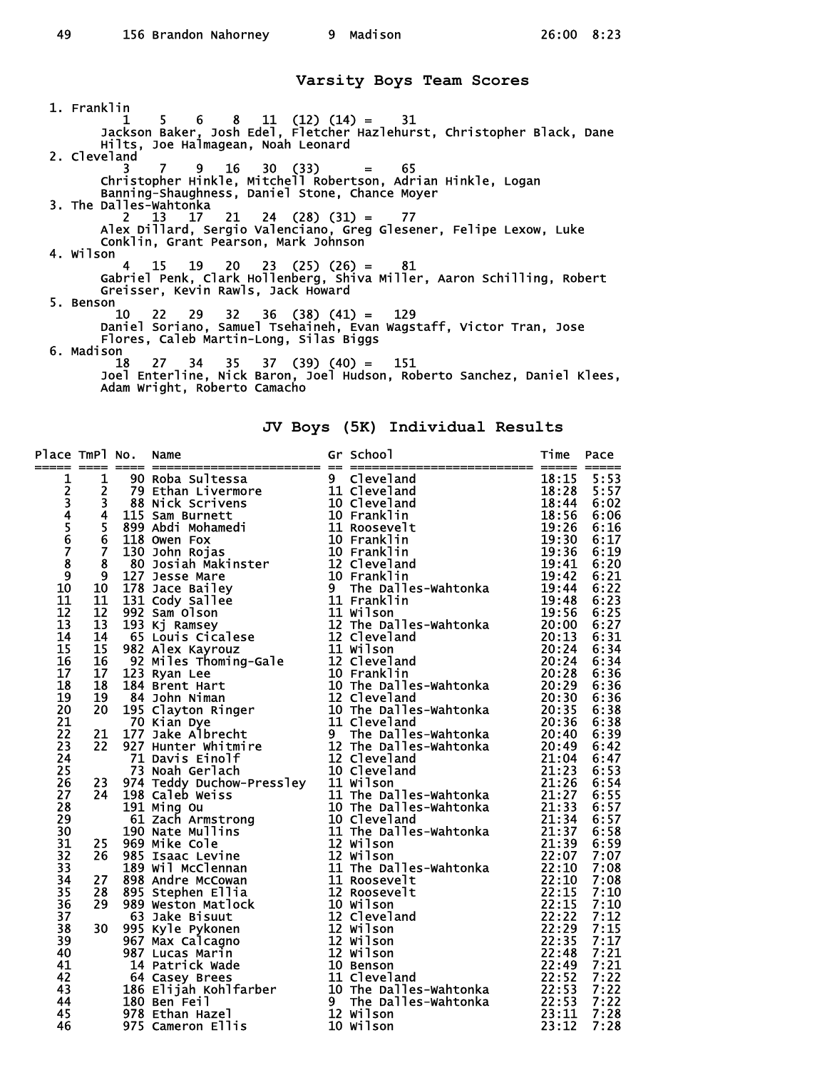| | | | | | | | |
|---|---|---|---|---|---|---|---|
| 49 | | 156 | Brandon Nahorney | 9 | Madison | 26:00 | 8:23 |

## Varsity Boys Team Scores

1. Franklin
   1 5 6 8 11 (12) (14) = 31
   Jackson Baker, Josh Edel, Fletcher Hazlehurst, Christopher Black, Dane Hilts, Joe Halmagean, Noah Leonard
2. Cleveland
   3 7 9 16 30 (33) = 65
   Christopher Hinkle, Mitchell Robertson, Adrian Hinkle, Logan Banning-Shaughness, Daniel Stone, Chance Moyer
3. The Dalles-Wahtonka
   2 13 17 21 24 (28) (31) = 77
   Alex Dillard, Sergio Valenciano, Greg Glesener, Felipe Lexow, Luke Conklin, Grant Pearson, Mark Johnson
4. Wilson
   4 15 19 20 23 (25) (26) = 81
   Gabriel Penk, Clark Hollenberg, Shiva Miller, Aaron Schilling, Robert Greisser, Kevin Rawls, Jack Howard
5. Benson
   10 22 29 32 36 (38) (41) = 129
   Daniel Soriano, Samuel Tsehaineh, Evan Wagstaff, Victor Tran, Jose Flores, Caleb Martin-Long, Silas Biggs
6. Madison
   18 27 34 35 37 (39) (40) = 151
   Joel Enterline, Nick Baron, Joel Hudson, Roberto Sanchez, Daniel Klees, Adam Wright, Roberto Camacho

## JV Boys (5K) Individual Results

| Place | TmPl | No. | Name | Gr | School | Time | Pace |
|---|---|---|---|---|---|---|---|
| 1 | 1 | 90 | Roba Sultessa | 9 | Cleveland | 18:15 | 5:53 |
| 2 | 2 | 79 | Ethan Livermore | 11 | Cleveland | 18:28 | 5:57 |
| 3 | 3 | 88 | Nick Scrivens | 10 | Cleveland | 18:44 | 6:02 |
| 4 | 4 | 115 | Sam Burnett | 10 | Franklin | 18:56 | 6:06 |
| 5 | 5 | 899 | Abdi Mohamedi | 11 | Roosevelt | 19:26 | 6:16 |
| 6 | 6 | 118 | Owen Fox | 10 | Franklin | 19:30 | 6:17 |
| 7 | 7 | 130 | John Rojas | 10 | Franklin | 19:36 | 6:19 |
| 8 | 8 | 80 | Josiah Makinster | 12 | Cleveland | 19:41 | 6:20 |
| 9 | 9 | 127 | Jesse Mare | 10 | Franklin | 19:42 | 6:21 |
| 10 | 10 | 178 | Jace Bailey | 9 | The Dalles-Wahtonka | 19:44 | 6:22 |
| 11 | 11 | 131 | Cody Sallee | 11 | Franklin | 19:48 | 6:23 |
| 12 | 12 | 992 | Sam Olson | 11 | Wilson | 19:56 | 6:25 |
| 13 | 13 | 193 | Kj Ramsey | 12 | The Dalles-Wahtonka | 20:00 | 6:27 |
| 14 | 14 | 65 | Louis Cicalese | 12 | Cleveland | 20:13 | 6:31 |
| 15 | 15 | 982 | Alex Kayrouz | 11 | Wilson | 20:24 | 6:34 |
| 16 | 16 | 92 | Miles Thoming-Gale | 12 | Cleveland | 20:24 | 6:34 |
| 17 | 17 | 123 | Ryan Lee | 10 | Franklin | 20:28 | 6:36 |
| 18 | 18 | 184 | Brent Hart | 10 | The Dalles-Wahtonka | 20:29 | 6:36 |
| 19 | 19 | 84 | John Niman | 12 | Cleveland | 20:30 | 6:36 |
| 20 | 20 | 195 | Clayton Ringer | 10 | The Dalles-Wahtonka | 20:35 | 6:38 |
| 21 | | 70 | Kian Dye | 11 | Cleveland | 20:36 | 6:38 |
| 22 | 21 | 177 | Jake Albrecht | 9 | The Dalles-Wahtonka | 20:40 | 6:39 |
| 23 | 22 | 927 | Hunter Whitmire | 12 | The Dalles-Wahtonka | 20:49 | 6:42 |
| 24 | | 71 | Davis Einolf | 12 | Cleveland | 21:04 | 6:47 |
| 25 | | 73 | Noah Gerlach | 10 | Cleveland | 21:23 | 6:53 |
| 26 | 23 | 974 | Teddy Duchow-Pressley | 11 | Wilson | 21:26 | 6:54 |
| 27 | 24 | 198 | Caleb Weiss | 11 | The Dalles-Wahtonka | 21:27 | 6:55 |
| 28 | | 191 | Ming Ou | 10 | The Dalles-Wahtonka | 21:33 | 6:57 |
| 29 | | 61 | Zach Armstrong | 10 | Cleveland | 21:34 | 6:57 |
| 30 | | 190 | Nate Mullins | 11 | The Dalles-Wahtonka | 21:37 | 6:58 |
| 31 | 25 | 969 | Mike Cole | 12 | Wilson | 21:39 | 6:59 |
| 32 | 26 | 985 | Isaac Levine | 12 | Wilson | 22:07 | 7:07 |
| 33 | | 189 | Wil McClennan | 11 | The Dalles-Wahtonka | 22:10 | 7:08 |
| 34 | 27 | 898 | Andre McCowan | 11 | Roosevelt | 22:10 | 7:08 |
| 35 | 28 | 895 | Stephen Ellia | 12 | Roosevelt | 22:15 | 7:10 |
| 36 | 29 | 989 | Weston Matlock | 10 | Wilson | 22:15 | 7:10 |
| 37 | | 63 | Jake Bisuut | 12 | Cleveland | 22:22 | 7:12 |
| 38 | 30 | 995 | Kyle Pykonen | 12 | Wilson | 22:29 | 7:15 |
| 39 | | 967 | Max Calcagno | 12 | Wilson | 22:35 | 7:17 |
| 40 | | 987 | Lucas Marin | 12 | Wilson | 22:48 | 7:21 |
| 41 | | 14 | Patrick Wade | 10 | Benson | 22:49 | 7:21 |
| 42 | | 64 | Casey Brees | 11 | Cleveland | 22:52 | 7:22 |
| 43 | | 186 | Elijah Kohlfarber | 10 | The Dalles-Wahtonka | 22:53 | 7:22 |
| 44 | | 180 | Ben Feil | 9 | The Dalles-Wahtonka | 22:53 | 7:22 |
| 45 | | 978 | Ethan Hazel | 12 | Wilson | 23:11 | 7:28 |
| 46 | | 975 | Cameron Ellis | 10 | Wilson | 23:12 | 7:28 |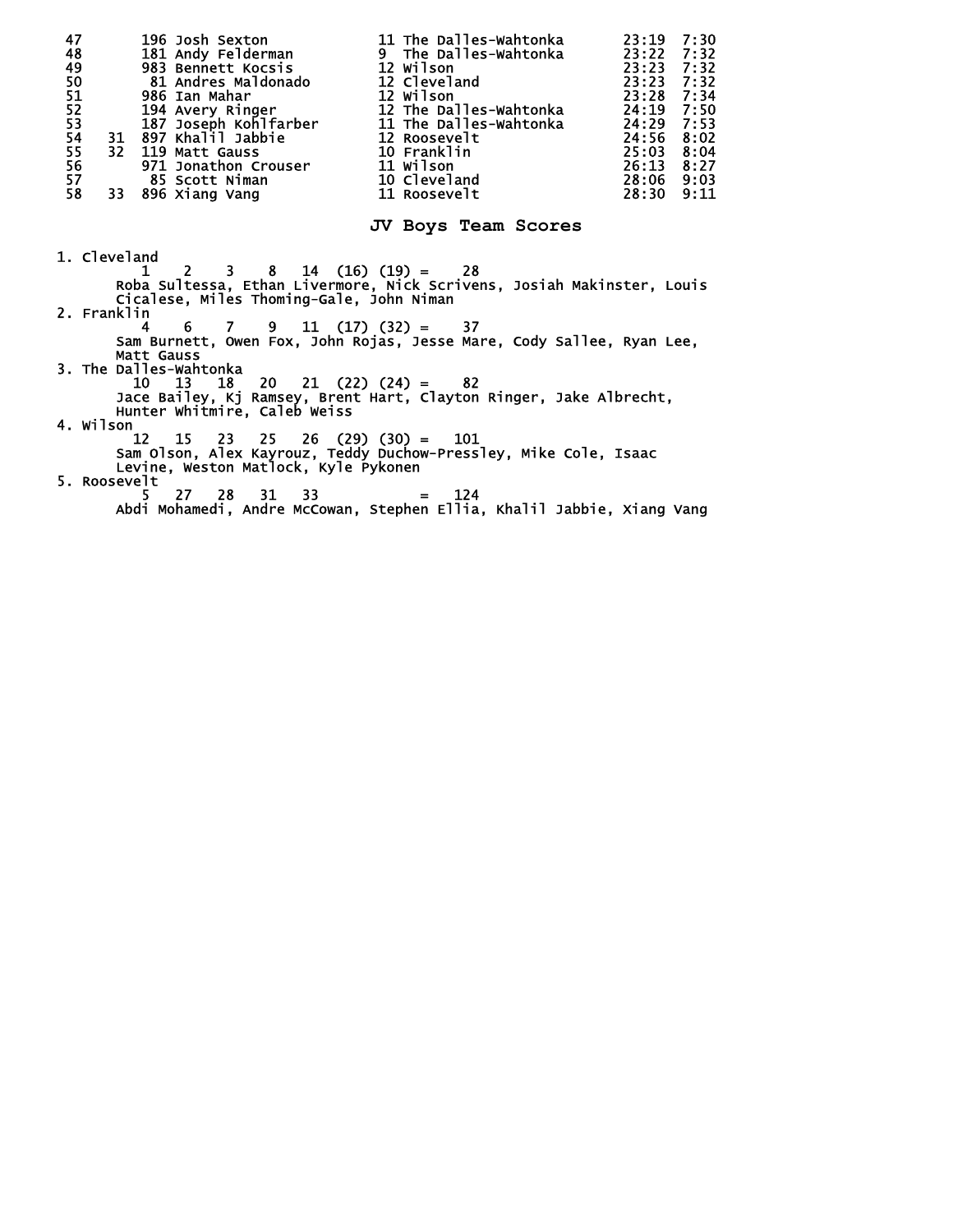| | | | | | | | |
|---|---|---|---|---|---|---|---|
| 47 | | 196 | Josh Sexton | 11 | The Dalles-Wahtonka | 23:19 | 7:30 |
| 48 | | 181 | Andy Felderman | 9 | The Dalles-Wahtonka | 23:22 | 7:32 |
| 49 | | 983 | Bennett Kocsis | 12 | Wilson | 23:23 | 7:32 |
| 50 | | 81 | Andres Maldonado | 12 | Cleveland | 23:23 | 7:32 |
| 51 | | 986 | Ian Mahar | 12 | Wilson | 23:28 | 7:34 |
| 52 | | 194 | Avery Ringer | 12 | The Dalles-Wahtonka | 24:19 | 7:50 |
| 53 | | 187 | Joseph Kohlfarber | 11 | The Dalles-Wahtonka | 24:29 | 7:53 |
| 54 | 31 | 897 | Khalil Jabbie | 12 | Roosevelt | 24:56 | 8:02 |
| 55 | 32 | 119 | Matt Gauss | 10 | Franklin | 25:03 | 8:04 |
| 56 | | 971 | Jonathon Crouser | 11 | Wilson | 26:13 | 8:27 |
| 57 | | 85 | Scott Niman | 10 | Cleveland | 28:06 | 9:03 |
| 58 | 33 | 896 | Xiang Vang | 11 | Roosevelt | 28:30 | 9:11 |

## JV Boys Team Scores

1. Cleveland
   1 2 3 8 14 (16) (19) = 28
   Roba Sultessa, Ethan Livermore, Nick Scrivens, Josiah Makinster, Louis Cicalese, Miles Thoming-Gale, John Niman
2. Franklin
   4 6 7 9 11 (17) (32) = 37
   Sam Burnett, Owen Fox, John Rojas, Jesse Mare, Cody Sallee, Ryan Lee, Matt Gauss
3. The Dalles-Wahtonka
   10 13 18 20 21 (22) (24) = 82
   Jace Bailey, Kj Ramsey, Brent Hart, Clayton Ringer, Jake Albrecht, Hunter Whitmire, Caleb Weiss
4. Wilson
   12 15 23 25 26 (29) (30) = 101
   Sam Olson, Alex Kayrouz, Teddy Duchow-Pressley, Mike Cole, Isaac Levine, Weston Matlock, Kyle Pykonen
5. Roosevelt
   5 27 28 31 33 = 124
   Abdi Mohamedi, Andre McCowan, Stephen Ellia, Khalil Jabbie, Xiang Vang